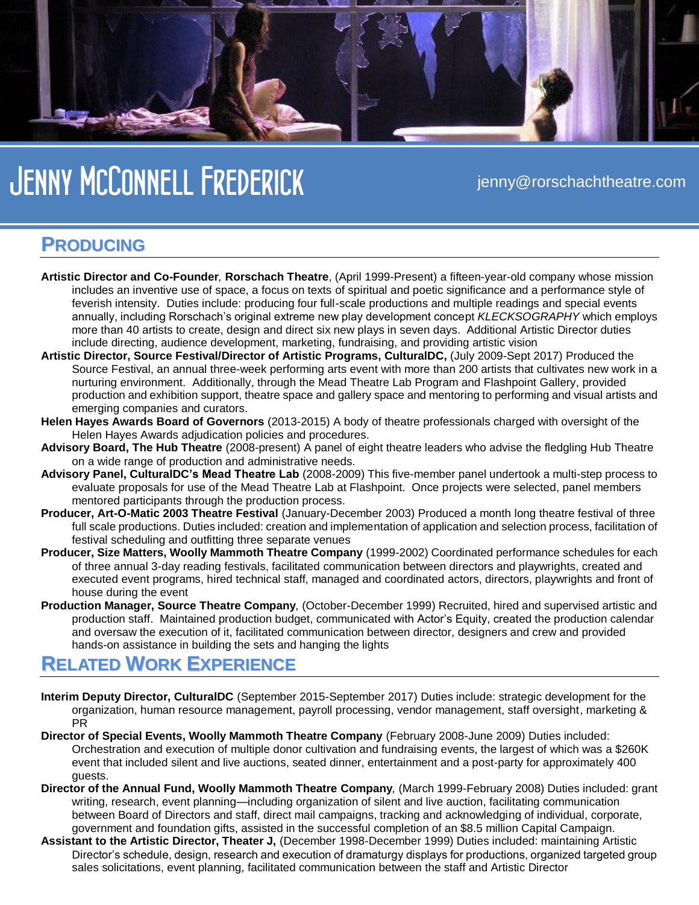# Jenny McConnell Frederick

jenny@rorschachtheatre.com

## Producing

**Artistic Director and Co-Founder**, **Rorschach Theatre**, (April 1999-Present) a fifteen-year-old company whose mission includes an inventive use of space, a focus on texts of spiritual and poetic significance and a performance style of feverish intensity. Duties include: producing four full-scale productions and multiple readings and special events annually, including Rorschach's original extreme new play development concept *KLECKSOGRAPHY* which employs more than 40 artists to create, design and direct six new plays in seven days. Additional Artistic Director duties include directing, audience development, marketing, fundraising, and providing artistic vision

**Artistic Director, Source Festival/Director of Artistic Programs, CulturalDC,** (July 2009-Sept 2017) Produced the Source Festival, an annual three-week performing arts event with more than 200 artists that cultivates new work in a nurturing environment. Additionally, through the Mead Theatre Lab Program and Flashpoint Gallery, provided production and exhibition support, theatre space and gallery space and mentoring to performing and visual artists and emerging companies and curators.

**Helen Hayes Awards Board of Governors** (2013-2015) A body of theatre professionals charged with oversight of the Helen Hayes Awards adjudication policies and procedures.

**Advisory Board, The Hub Theatre** (2008-present) A panel of eight theatre leaders who advise the fledgling Hub Theatre on a wide range of production and administrative needs.

**Advisory Panel, CulturalDC's Mead Theatre Lab** (2008-2009) This five-member panel undertook a multi-step process to evaluate proposals for use of the Mead Theatre Lab at Flashpoint. Once projects were selected, panel members mentored participants through the production process.

**Producer, Art-O-Matic 2003 Theatre Festival** (January-December 2003) Produced a month long theatre festival of three full scale productions. Duties included: creation and implementation of application and selection process, facilitation of festival scheduling and outfitting three separate venues

**Producer, Size Matters, Woolly Mammoth Theatre Company** (1999-2002) Coordinated performance schedules for each of three annual 3-day reading festivals, facilitated communication between directors and playwrights, created and executed event programs, hired technical staff, managed and coordinated actors, directors, playwrights and front of house during the event

**Production Manager, Source Theatre Company**, (October-December 1999) Recruited, hired and supervised artistic and production staff. Maintained production budget, communicated with Actor's Equity, created the production calendar and oversaw the execution of it, facilitated communication between director, designers and crew and provided hands-on assistance in building the sets and hanging the lights

## Related Work Experience

**Interim Deputy Director, CulturalDC** (September 2015-September 2017) Duties include: strategic development for the organization, human resource management, payroll processing, vendor management, staff oversight, marketing & PR

**Director of Special Events, Woolly Mammoth Theatre Company** (February 2008-June 2009) Duties included: Orchestration and execution of multiple donor cultivation and fundraising events, the largest of which was a $260K event that included silent and live auctions, seated dinner, entertainment and a post-party for approximately 400 guests.

**Director of the Annual Fund, Woolly Mammoth Theatre Company**, (March 1999-February 2008) Duties included: grant writing, research, event planning—including organization of silent and live auction, facilitating communication between Board of Directors and staff, direct mail campaigns, tracking and acknowledging of individual, corporate, government and foundation gifts, assisted in the successful completion of an $8.5 million Capital Campaign.

**Assistant to the Artistic Director, Theater J,** (December 1998-December 1999) Duties included: maintaining Artistic Director's schedule, design, research and execution of dramaturgy displays for productions, organized targeted group sales solicitations, event planning, facilitated communication between the staff and Artistic Director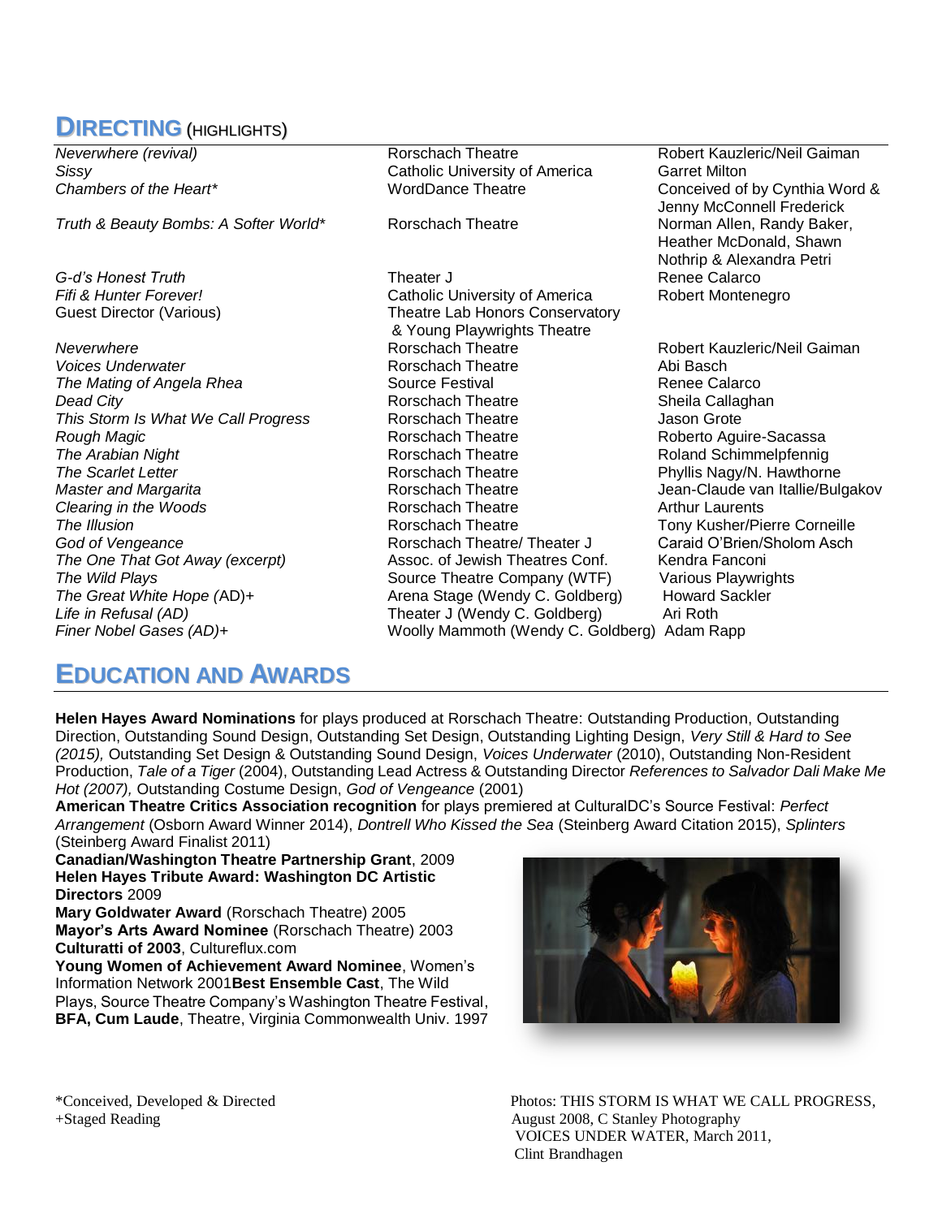## DIRECTING (HIGHLIGHTS)

| | | |
|---|---|---|
| *Neverwhere (revival)* | Rorschach Theatre | Robert Kauzleric/Neil Gaiman |
| *Sissy* | Catholic University of America | Garret Milton |
| *Chambers of the Heart** | WordDance Theatre | Conceived of by Cynthia Word & Jenny McConnell Frederick |
| *Truth & Beauty Bombs: A Softer World** | Rorschach Theatre | Norman Allen, Randy Baker, Heather McDonald, Shawn Nothrip & Alexandra Petri |
| *G-d's Honest Truth* | Theater J | Renee Calarco |
| *Fifi & Hunter Forever!* | Catholic University of America | Robert Montenegro |
| Guest Director (Various) | Theatre Lab Honors Conservatory & Young Playwrights Theatre | |
| *Neverwhere* | Rorschach Theatre | Robert Kauzleric/Neil Gaiman |
| *Voices Underwater* | Rorschach Theatre | Abi Basch |
| *The Mating of Angela Rhea* | Source Festival | Renee Calarco |
| *Dead City* | Rorschach Theatre | Sheila Callaghan |
| *This Storm Is What We Call Progress* | Rorschach Theatre | Jason Grote |
| *Rough Magic* | Rorschach Theatre | Roberto Aguire-Sacassa |
| *The Arabian Night* | Rorschach Theatre | Roland Schimmelpfennig |
| *The Scarlet Letter* | Rorschach Theatre | Phyllis Nagy/N. Hawthorne |
| *Master and Margarita* | Rorschach Theatre | Jean-Claude van Itallie/Bulgakov |
| *Clearing in the Woods* | Rorschach Theatre | Arthur Laurents |
| *The Illusion* | Rorschach Theatre | Tony Kusher/Pierre Corneille |
| *God of Vengeance* | Rorschach Theatre/ Theater J | Caraid O'Brien/Sholom Asch |
| *The One That Got Away (excerpt)* | Assoc. of Jewish Theatres Conf. | Kendra Fanconi |
| *The Wild Plays* | Source Theatre Company (WTF) | Various Playwrights |
| *The Great White Hope* (AD)+ | Arena Stage (Wendy C. Goldberg) | Howard Sackler |
| *Life in Refusal (AD)* | Theater J (Wendy C. Goldberg) | Ari Roth |
| *Finer Nobel Gases (AD)+* | Woolly Mammoth (Wendy C. Goldberg) | Adam Rapp |

## EDUCATION AND AWARDS

**Helen Hayes Award Nominations** for plays produced at Rorschach Theatre: Outstanding Production, Outstanding Direction, Outstanding Sound Design, Outstanding Set Design, Outstanding Lighting Design, *Very Still & Hard to See (2015),* Outstanding Set Design & Outstanding Sound Design, *Voices Underwater* (2010), Outstanding Non-Resident Production, *Tale of a Tiger* (2004), Outstanding Lead Actress & Outstanding Director *References to Salvador Dali Make Me Hot (2007),* Outstanding Costume Design, *God of Vengeance* (2001)

**American Theatre Critics Association recognition** for plays premiered at CulturalDC's Source Festival: *Perfect Arrangement* (Osborn Award Winner 2014), *Dontrell Who Kissed the Sea* (Steinberg Award Citation 2015), *Splinters* (Steinberg Award Finalist 2011)

**Canadian/Washington Theatre Partnership Grant**, 2009

**Helen Hayes Tribute Award: Washington DC Artistic Directors** 2009

**Mary Goldwater Award** (Rorschach Theatre) 2005

**Mayor's Arts Award Nominee** (Rorschach Theatre) 2003

**Culturati of 2003**, Cultureflux.com

**Young Women of Achievement Award Nominee**, Women's Information Network 2001

**Best Ensemble Cast**, The Wild Plays, Source Theatre Company's Washington Theatre Festival,

**BFA, Cum Laude**, Theatre, Virginia Commonwealth Univ. 1997

*Conceived, Developed & Directed
+Staged Reading

Photos: THIS STORM IS WHAT WE CALL PROGRESS, August 2008, C Stanley Photography
VOICES UNDER WATER, March 2011, Clint Brandhagen